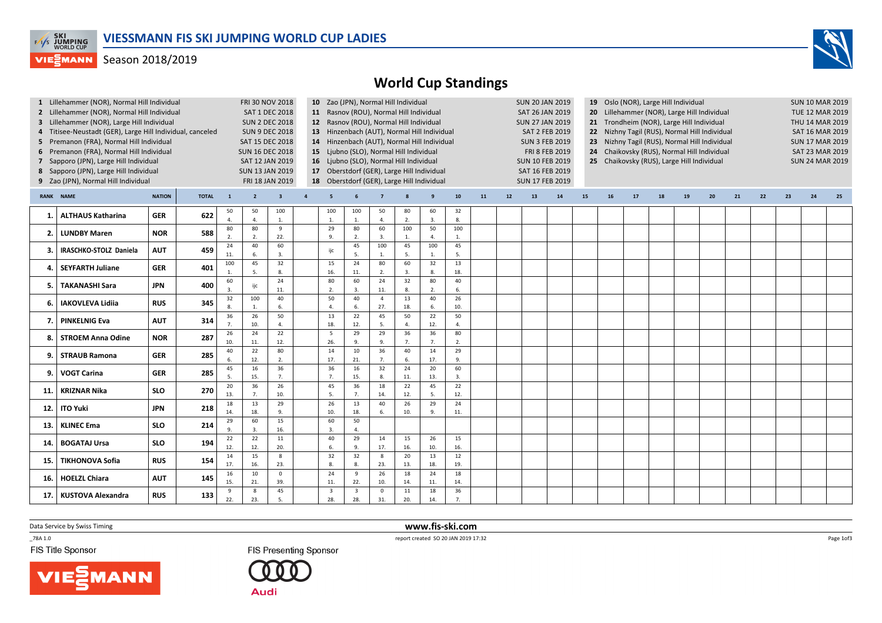# VIESSMANN FIS SKI JUMPING WORLD CUP LADIES

Season 2018/2019

## World Cup Standings

1 Lillehammer (NOR), Normal Hill Individual FRI 30 NOV 2018
2 Lillehammer (NOR), Normal Hill Individual SAT 1 DEC 2018
3 Lillehammer (NOR), Large Hill Individual SUN 2 DEC 2018
4 Titisee-Neustadt (GER), Large Hill Individual, canceled SUN 9 DEC 2018
5 Premanon (FRA), Normal Hill Individual SAT 15 DEC 2018
6 Premanon (FRA), Normal Hill Individual SUN 16 DEC 2018
7 Sapporo (JPN), Large Hill Individual SAT 12 JAN 2019
8 Sapporo (JPN), Large Hill Individual SUN 13 JAN 2019
9 Zao (JPN), Normal Hill Individual FRI 18 JAN 2019
10 Zao (JPN), Normal Hill Individual SUN 20 JAN 2019
11 Rasnov (ROU), Normal Hill Individual SAT 26 JAN 2019
12 Rasnov (ROU), Normal Hill Individual SUN 27 JAN 2019
13 Hinzenbach (AUT), Normal Hill Individual SAT 2 FEB 2019
14 Hinzenbach (AUT), Normal Hill Individual SUN 3 FEB 2019
15 Ljubno (SLO), Normal Hill Individual FRI 8 FEB 2019
16 Ljubno (SLO), Normal Hill Individual SUN 10 FEB 2019
17 Oberstdorf (GER), Large Hill Individual SAT 16 FEB 2019
18 Oberstdorf (GER), Large Hill Individual SUN 17 FEB 2019
19 Oslo (NOR), Large Hill Individual SUN 10 MAR 2019
20 Lillehammer (NOR), Large Hill Individual TUE 12 MAR 2019
21 Trondheim (NOR), Large Hill Individual THU 14 MAR 2019
22 Nizhny Tagil (RUS), Normal Hill Individual SAT 16 MAR 2019
23 Nizhny Tagil (RUS), Normal Hill Individual SUN 17 MAR 2019
24 Chaikovsky (RUS), Normal Hill Individual SAT 23 MAR 2019
25 Chaikovsky (RUS), Large Hill Individual SUN 24 MAR 2019

| RANK | NAME | NATION | TOTAL | 1 | 2 | 3 | 4 | 5 | 6 | 7 | 8 | 9 | 10 | 11 | 12 | 13 | 14 | 15 | 16 | 17 | 18 | 19 | 20 | 21 | 22 | 23 | 24 | 25 |
|---|---|---|---|---|---|---|---|---|---|---|---|---|---|---|---|---|---|---|---|---|---|---|---|---|---|---|---|---|
| 1. | ALTHAUS Katharina | GER | 622 | 50 4. | 50 4. | 100 1. | | 100 1. | 100 1. | 50 4. | 80 2. | 60 3. | 32 8. | | | | | | | | | | | | | | | |
| 2. | LUNDBY Maren | NOR | 588 | 80 2. | 80 2. | 9 22. | | 29 9. | 80 2. | 60 3. | 100 1. | 50 4. | 100 1. | | | | | | | | | | | | | | | |
| 3. | IRASCHKO-STOLZ Daniela | AUT | 459 | 24 11. | 40 6. | 60 3. | | ijc | 45 5. | 100 1. | 45 5. | 100 1. | 45 5. | | | | | | | | | | | | | | | |
| 4. | SEYFARTH Juliane | GER | 401 | 100 1. | 45 5. | 32 8. | | 15 16. | 24 11. | 80 2. | 60 3. | 32 8. | 13 18. | | | | | | | | | | | | | | | |
| 5. | TAKANASHI Sara | JPN | 400 | 60 3. | ijc | 24 11. | | 80 2. | 60 3. | 24 11. | 32 8. | 80 2. | 40 6. | | | | | | | | | | | | | | | |
| 6. | IAKOVLEVA Lidiia | RUS | 345 | 32 8. | 100 1. | 40 6. | | 50 4. | 40 6. | 4 27. | 13 18. | 40 6. | 26 10. | | | | | | | | | | | | | | | |
| 7. | PINKELNIG Eva | AUT | 314 | 36 7. | 26 10. | 50 4. | | 13 18. | 22 12. | 45 5. | 50 4. | 22 12. | 50 4. | | | | | | | | | | | | | | | |
| 8. | STROEM Anna Odine | NOR | 287 | 26 10. | 24 11. | 22 12. | | 5 26. | 29 9. | 29 9. | 36 7. | 36 7. | 80 2. | | | | | | | | | | | | | | | |
| 9. | STRAUB Ramona | GER | 285 | 40 6. | 22 12. | 80 2. | | 14 17. | 10 21. | 36 7. | 40 6. | 14 17. | 29 9. | | | | | | | | | | | | | | | |
| 9. | VOGT Carina | GER | 285 | 45 5. | 16 15. | 36 7. | | 36 7. | 16 15. | 32 8. | 24 11. | 20 13. | 60 3. | | | | | | | | | | | | | | | |
| 11. | KRIZNAR Nika | SLO | 270 | 20 13. | 36 7. | 26 10. | | 45 5. | 36 7. | 18 14. | 22 12. | 45 5. | 22 12. | | | | | | | | | | | | | | | |
| 12. | ITO Yuki | JPN | 218 | 18 14. | 13 18. | 29 9. | | 26 10. | 13 18. | 40 6. | 26 10. | 29 9. | 24 11. | | | | | | | | | | | | | | | |
| 13. | KLINEC Ema | SLO | 214 | 29 9. | 60 3. | 15 16. | | 60 3. | 50 4. | | | | | | | | | | | | | | | | | | | |
| 14. | BOGATAJ Ursa | SLO | 194 | 22 12. | 22 12. | 11 20. | | 40 6. | 29 9. | 14 17. | 15 16. | 26 10. | 15 16. | | | | | | | | | | | | | | | |
| 15. | TIKHONOVA Sofia | RUS | 154 | 14 17. | 15 16. | 8 23. | | 32 8. | 32 8. | 8 23. | 20 13. | 13 18. | 12 19. | | | | | | | | | | | | | | | |
| 16. | HOELZL Chiara | AUT | 145 | 16 15. | 10 21. | 0 39. | | 24 11. | 9 22. | 26 10. | 18 14. | 24 11. | 18 14. | | | | | | | | | | | | | | | |
| 17. | KUSTOVA Alexandra | RUS | 133 | 9 22. | 8 23. | 45 5. | | 3 28. | 3 28. | 0 31. | 11 20. | 18 14. | 36 7. | | | | | | | | | | | | | | | |

Data Service by Swiss Timing

www.fis-ski.com

_78A 1.0

report created SO 20 JAN 2019 17:32

FIS Title Sponsor

FIS Presenting Sponsor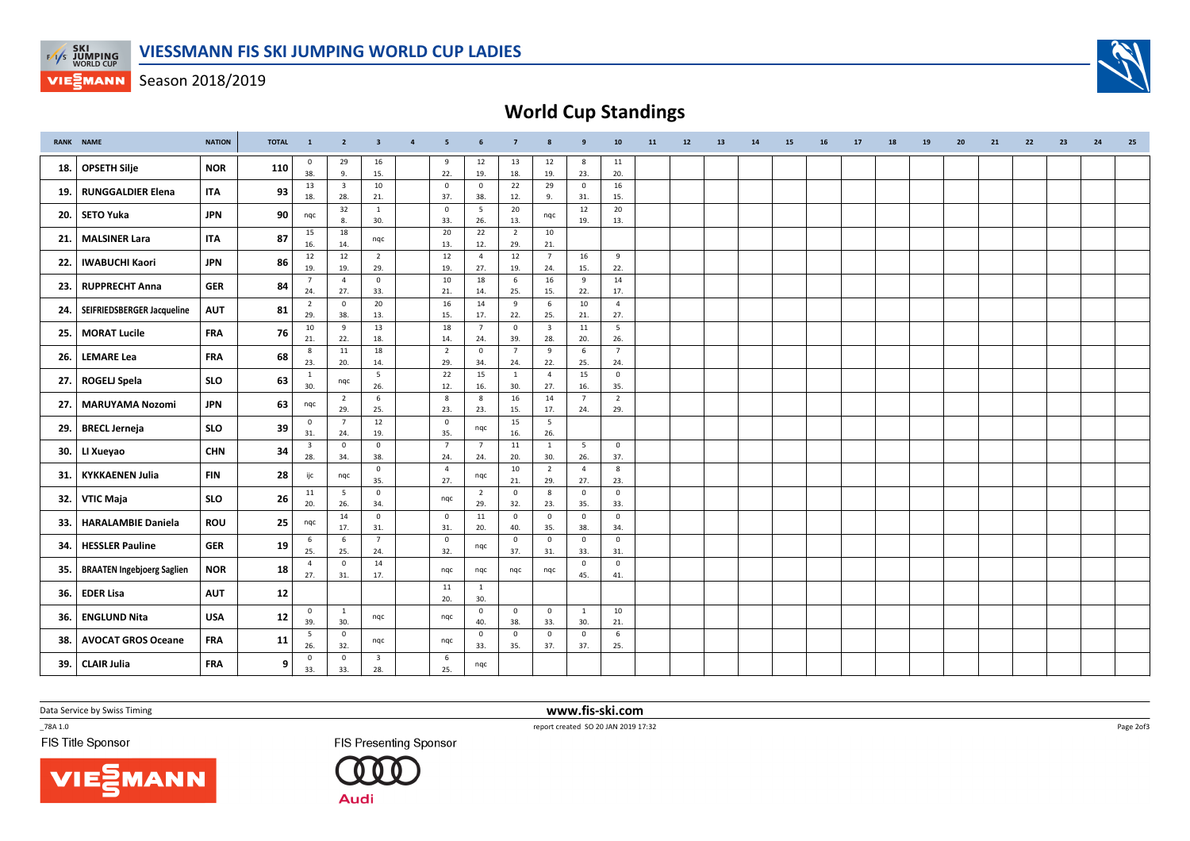# VIESSMANN FIS SKI JUMPING WORLD CUP LADIES

Season 2018/2019

## World Cup Standings

| RANK | NAME | NATION | TOTAL | 1 | 2 | 3 | 4 | 5 | 6 | 7 | 8 | 9 | 10 | 11 | 12 | 13 | 14 | 15 | 16 | 17 | 18 | 19 | 20 | 21 | 22 | 23 | 24 | 25 |
|---|---|---|---|---|---|---|---|---|---|---|---|---|---|---|---|---|---|---|---|---|---|---|---|---|---|---|---|---|
| 18. | OPSETH Silje | NOR | 110 | 0 38. | 29 9. | 16 15. | | 9 22. | 12 19. | 13 18. | 12 19. | 8 23. | 11 20. | | | | | | | | | | | | | | | |
| 19. | RUNGGALDIER Elena | ITA | 93 | 13 18. | 3 28. | 10 21. | | 0 37. | 0 38. | 22 12. | 29 9. | 0 31. | 16 15. | | | | | | | | | | | | | | | |
| 20. | SETO Yuka | JPN | 90 | nqc | 32 8. | 1 30. | | 0 33. | 5 26. | 20 13. | nqc | 12 19. | 20 13. | | | | | | | | | | | | | | | |
| 21. | MALSINER Lara | ITA | 87 | 15 16. | 18 14. | nqc | | 20 13. | 22 12. | 2 29. | 10 21. | | | | | | | | | | | | | | | | | |
| 22. | IWABUCHI Kaori | JPN | 86 | 12 19. | 12 19. | 2 29. | | 12 19. | 4 27. | 12 19. | 7 24. | 16 15. | 9 22. | | | | | | | | | | | | | | | |
| 23. | RUPPRECHT Anna | GER | 84 | 7 24. | 4 27. | 0 33. | | 10 21. | 18 14. | 6 25. | 16 15. | 9 22. | 14 17. | | | | | | | | | | | | | | | |
| 24. | SEIFRIEDSBERGER Jacqueline | AUT | 81 | 2 29. | 0 38. | 20 13. | | 16 15. | 14 17. | 9 22. | 6 25. | 10 21. | 4 27. | | | | | | | | | | | | | | | |
| 25. | MORAT Lucile | FRA | 76 | 10 21. | 9 22. | 13 18. | | 18 14. | 7 24. | 0 39. | 3 28. | 11 20. | 5 26. | | | | | | | | | | | | | | | |
| 26. | LEMARE Lea | FRA | 68 | 8 23. | 11 20. | 18 14. | | 2 29. | 0 34. | 7 24. | 9 22. | 6 25. | 7 24. | | | | | | | | | | | | | | | |
| 27. | ROGELJ Spela | SLO | 63 | 1 30. | nqc | 5 26. | | 22 12. | 15 16. | 1 30. | 4 27. | 15 16. | 0 35. | | | | | | | | | | | | | | | |
| 27. | MARUYAMA Nozomi | JPN | 63 | nqc | 2 29. | 6 25. | | 8 23. | 8 23. | 16 15. | 14 17. | 7 24. | 2 29. | | | | | | | | | | | | | | | |
| 29. | BRECL Jerneja | SLO | 39 | 0 31. | 7 24. | 12 19. | | 0 35. | nqc | 15 16. | 5 26. | | | | | | | | | | | | | | | | | |
| 30. | LI Xueyao | CHN | 34 | 3 28. | 0 34. | 0 38. | | 7 24. | 7 24. | 11 20. | 1 30. | 5 26. | 0 37. | | | | | | | | | | | | | | | |
| 31. | KYKKAENEN Julia | FIN | 28 | ijc | nqc | 0 35. | | 4 27. | nqc | 10 21. | 2 29. | 4 27. | 8 23. | | | | | | | | | | | | | | | |
| 32. | VTIC Maja | SLO | 26 | 11 20. | 5 26. | 0 34. | | nqc | 2 29. | 0 32. | 8 23. | 0 35. | 0 33. | | | | | | | | | | | | | | | |
| 33. | HARALAMBIE Daniela | ROU | 25 | nqc | 14 17. | 0 31. | | 0 31. | 11 20. | 0 40. | 0 35. | 0 38. | 0 34. | | | | | | | | | | | | | | | |
| 34. | HESSLER Pauline | GER | 19 | 6 25. | 6 25. | 7 24. | | 0 32. | nqc | 0 37. | 0 31. | 0 33. | 0 31. | | | | | | | | | | | | | | | |
| 35. | BRAATEN Ingebjoerg Saglien | NOR | 18 | 4 27. | 0 31. | 14 17. | | nqc | nqc | nqc | nqc | 0 45. | 0 41. | | | | | | | | | | | | | | | |
| 36. | EDER Lisa | AUT | 12 | | | | | 11 20. | 1 30. | | | | | | | | | | | | | | | | | | | |
| 36. | ENGLUND Nita | USA | 12 | 0 39. | 1 30. | nqc | | nqc | 0 40. | 0 38. | 0 33. | 1 30. | 10 21. | | | | | | | | | | | | | | | |
| 38. | AVOCAT GROS Oceane | FRA | 11 | 5 26. | 0 32. | nqc | | nqc | 0 33. | 0 35. | 0 37. | 0 37. | 6 25. | | | | | | | | | | | | | | | |
| 39. | CLAIR Julia | FRA | 9 | 0 33. | 0 33. | 3 28. | | 6 25. | nqc | | | | | | | | | | | | | | | | | | | |

Data Service by Swiss Timing

www.fis-ski.com

_78A 1.0

report created SO 20 JAN 2019 17:32

FIS Title Sponsor

FIS Presenting Sponsor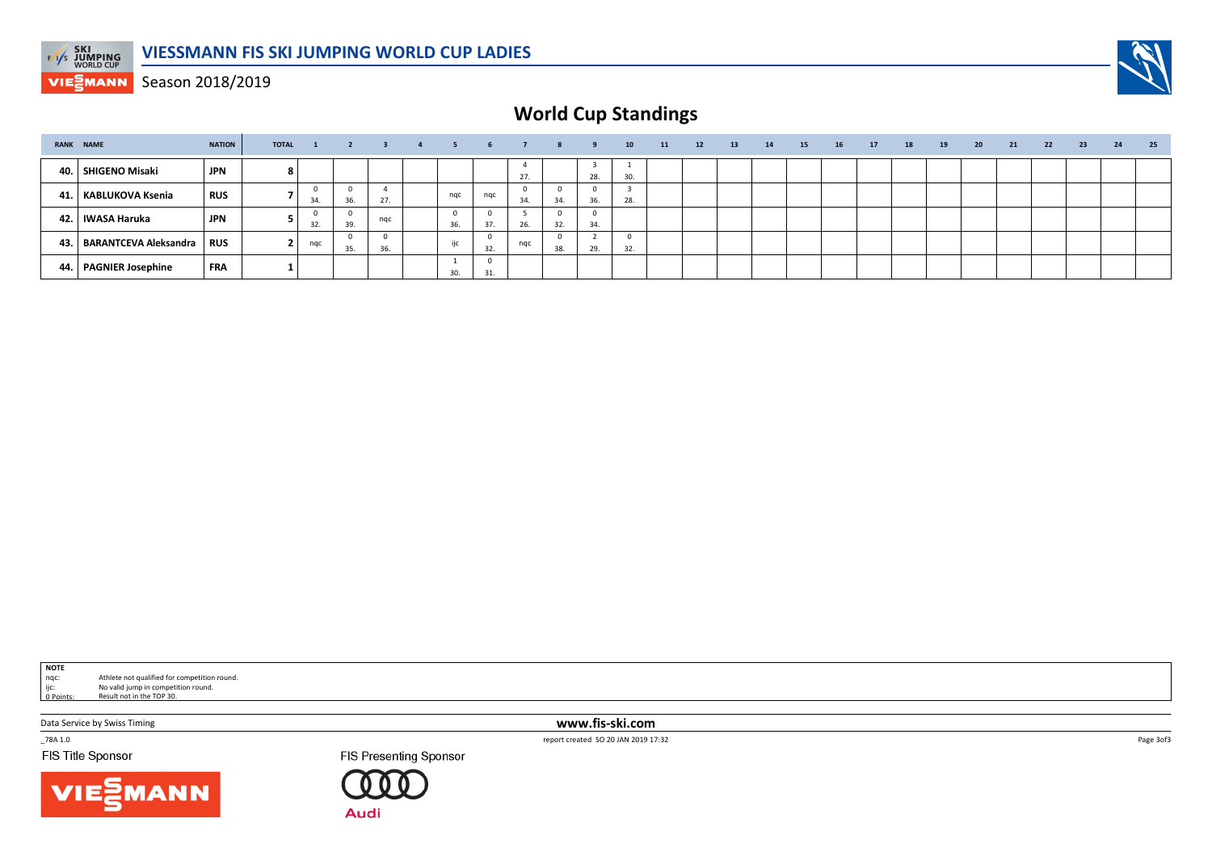# VIESSMANN FIS SKI JUMPING WORLD CUP LADIES

Season 2018/2019

## World Cup Standings

| RANK | NAME | NATION | TOTAL | 1 | 2 | 3 | 4 | 5 | 6 | 7 | 8 | 9 | 10 | 11 | 12 | 13 | 14 | 15 | 16 | 17 | 18 | 19 | 20 | 21 | 22 | 23 | 24 | 25 |
|---|---|---|---|---|---|---|---|---|---|---|---|---|---|---|---|---|---|---|---|---|---|---|---|---|---|---|---|---|
| 40. | SHIGENO Misaki | JPN | 8 | | | | | | | 4 27. | | 3 28. | 1 30. | | | | | | | | | | | | | | | |
| 41. | KABLUKOVA Ksenia | RUS | 7 | 0 34. | 0 36. | 4 27. | | nqc | nqc | 0 34. | 0 34. | 0 36. | 3 28. | | | | | | | | | | | | | | | |
| 42. | IWASA Haruka | JPN | 5 | 0 32. | 0 39. | nqc | | 0 36. | 0 37. | 5 26. | 0 32. | 0 34. | | | | | | | | | | | | | | | | |
| 43. | BARANTCEVA Aleksandra | RUS | 2 | nqc | 0 35. | 0 36. | | ijc | 0 32. | nqc | 0 38. | 2 29. | 0 32. | | | | | | | | | | | | | | | |
| 44. | PAGNIER Josephine | FRA | 1 | | | | | 1 30. | 0 31. | | | | | | | | | | | | | | | | | | | |

**NOTE**

nqc: Athlete not qualified for competition round.
ijc: No valid jump in competition round.
0 Points: Result not in the TOP 30.

Data Service by Swiss Timing

www.fis-ski.com

_78A 1.0

report created SO 20 JAN 2019 17:32

FIS Title Sponsor

FIS Presenting Sponsor